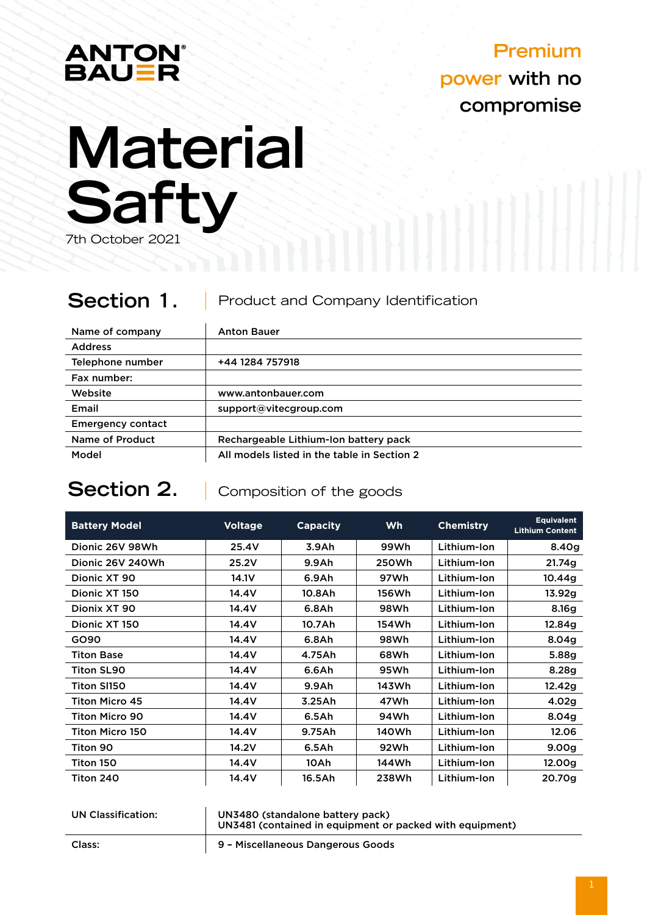ANTON BAUER

Premium power with no compromise

# Material Safty

7th October 2021

## Section 1. Product and Company Identification

| Name of company | Anton Bauer |
|---|---|
| Address | |
| Telephone number | +44 1284 757918 |
| Fax number: | |
| Website | www.antonbauer.com |
| Email | support@vitecgroup.com |
| Emergency contact | |
| Name of Product | Rechargeable Lithium-Ion battery pack |
| Model | All models listed in the table in Section 2 |

## Section 2. Composition of the goods

| Battery Model | Voltage | Capacity | Wh | Chemistry | Equivalent Lithium Content |
|---|---|---|---|---|---|
| Dionic 26V 98Wh | 25.4V | 3.9Ah | 99Wh | Lithium-Ion | 8.40g |
| Dionic 26V 240Wh | 25.2V | 9.9Ah | 250Wh | Lithium-Ion | 21.74g |
| Dionic XT 90 | 14.1V | 6.9Ah | 97Wh | Lithium-Ion | 10.44g |
| Dionic XT 150 | 14.4V | 10.8Ah | 156Wh | Lithium-Ion | 13.92g |
| Dionix XT 90 | 14.4V | 6.8Ah | 98Wh | Lithium-Ion | 8.16g |
| Dionic XT 150 | 14.4V | 10.7Ah | 154Wh | Lithium-Ion | 12.84g |
| GO90 | 14.4V | 6.8Ah | 98Wh | Lithium-Ion | 8.04g |
| Titon Base | 14.4V | 4.75Ah | 68Wh | Lithium-Ion | 5.88g |
| Titon SL90 | 14.4V | 6.6Ah | 95Wh | Lithium-Ion | 8.28g |
| Titon Sl150 | 14.4V | 9.9Ah | 143Wh | Lithium-Ion | 12.42g |
| Titon Micro 45 | 14.4V | 3.25Ah | 47Wh | Lithium-Ion | 4.02g |
| Titon Micro 90 | 14.4V | 6.5Ah | 94Wh | Lithium-Ion | 8.04g |
| Titon Micro 150 | 14.4V | 9.75Ah | 140Wh | Lithium-Ion | 12.06 |
| Titon 90 | 14.2V | 6.5Ah | 92Wh | Lithium-Ion | 9.00g |
| Titon 150 | 14.4V | 10Ah | 144Wh | Lithium-Ion | 12.00g |
| Titon 240 | 14.4V | 16.5Ah | 238Wh | Lithium-Ion | 20.70g |

| UN Classification: | UN3480 (standalone battery pack)<br>UN3481 (contained in equipment or packed with equipment) |
|---|---|
| Class: | 9 – Miscellaneous Dangerous Goods |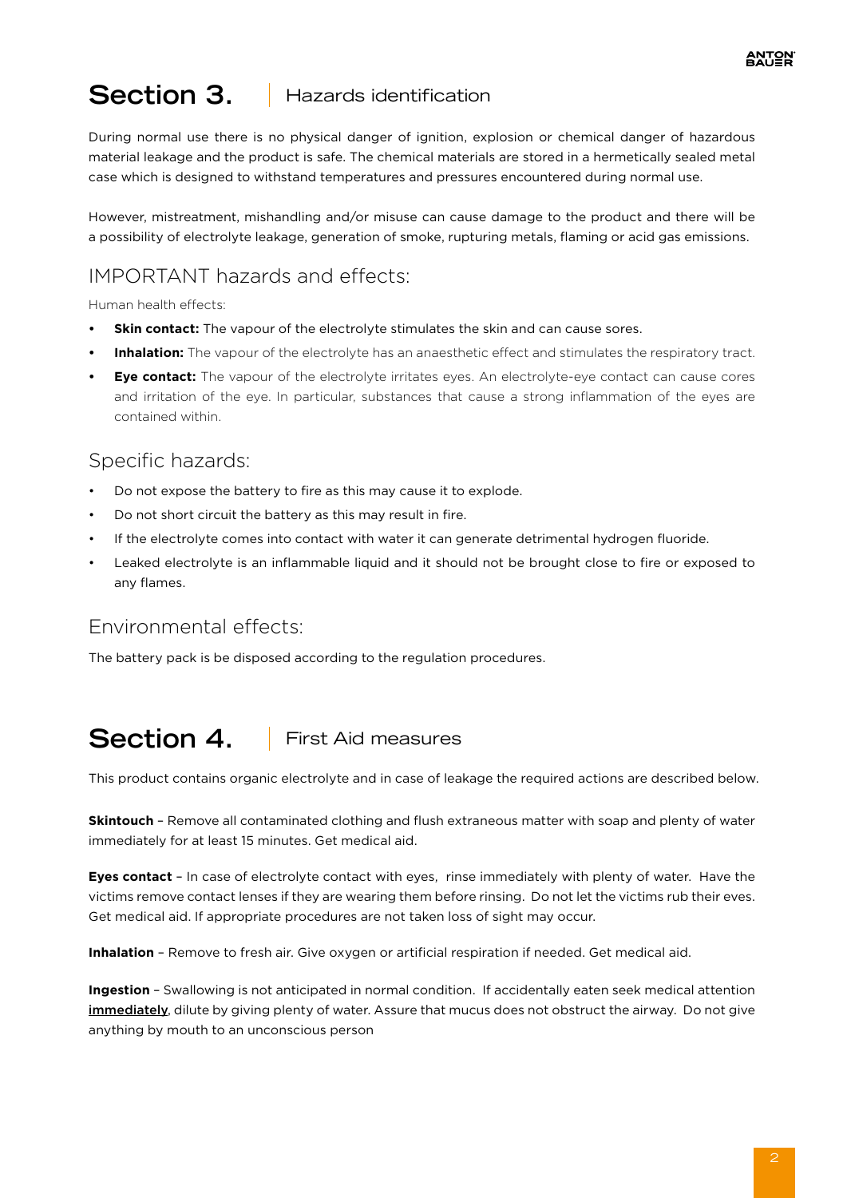## Section 3. Hazards identification

During normal use there is no physical danger of ignition, explosion or chemical danger of hazardous material leakage and the product is safe. The chemical materials are stored in a hermetically sealed metal case which is designed to withstand temperatures and pressures encountered during normal use.

However, mistreatment, mishandling and/or misuse can cause damage to the product and there will be a possibility of electrolyte leakage, generation of smoke, rupturing metals, flaming or acid gas emissions.

### IMPORTANT hazards and effects:

Human health effects:

- **Skin contact:** The vapour of the electrolyte stimulates the skin and can cause sores.
- **Inhalation:** The vapour of the electrolyte has an anaesthetic effect and stimulates the respiratory tract.
- **Eye contact:** The vapour of the electrolyte irritates eyes. An electrolyte-eye contact can cause cores and irritation of the eye. In particular, substances that cause a strong inflammation of the eyes are contained within.

### Specific hazards:

- Do not expose the battery to fire as this may cause it to explode.
- Do not short circuit the battery as this may result in fire.
- If the electrolyte comes into contact with water it can generate detrimental hydrogen fluoride.
- Leaked electrolyte is an inflammable liquid and it should not be brought close to fire or exposed to any flames.

### Environmental effects:

The battery pack is be disposed according to the regulation procedures.

## Section 4. First Aid measures

This product contains organic electrolyte and in case of leakage the required actions are described below.

**Skintouch** – Remove all contaminated clothing and flush extraneous matter with soap and plenty of water immediately for at least 15 minutes. Get medical aid.

**Eyes contact** – In case of electrolyte contact with eyes, rinse immediately with plenty of water. Have the victims remove contact lenses if they are wearing them before rinsing. Do not let the victims rub their eyes. Get medical aid. If appropriate procedures are not taken loss of sight may occur.

**Inhalation** – Remove to fresh air. Give oxygen or artificial respiration if needed. Get medical aid.

**Ingestion** – Swallowing is not anticipated in normal condition. If accidentally eaten seek medical attention **immediately**, dilute by giving plenty of water. Assure that mucus does not obstruct the airway. Do not give anything by mouth to an unconscious person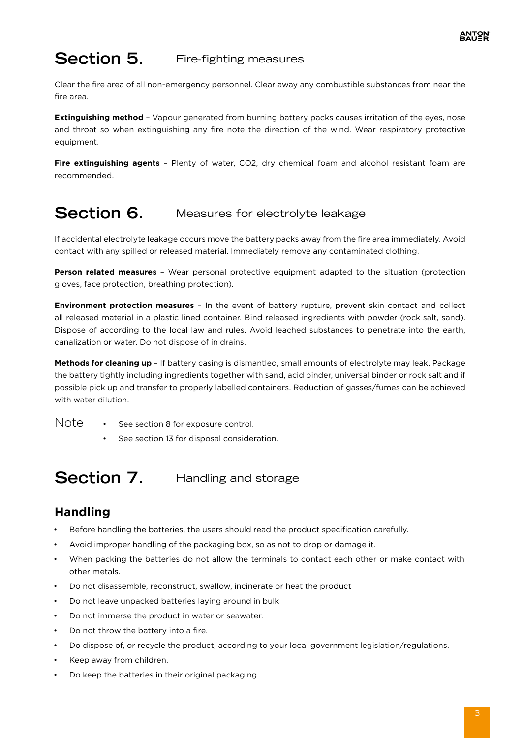## Section 5. Fire-fighting measures

Clear the fire area of all non-emergency personnel. Clear away any combustible substances from near the fire area.

**Extinguishing method** – Vapour generated from burning battery packs causes irritation of the eyes, nose and throat so when extinguishing any fire note the direction of the wind. Wear respiratory protective equipment.

**Fire extinguishing agents** – Plenty of water, CO2, dry chemical foam and alcohol resistant foam are recommended.

## Section 6. Measures for electrolyte leakage

If accidental electrolyte leakage occurs move the battery packs away from the fire area immediately. Avoid contact with any spilled or released material. Immediately remove any contaminated clothing.

**Person related measures** – Wear personal protective equipment adapted to the situation (protection gloves, face protection, breathing protection).

**Environment protection measures** – In the event of battery rupture, prevent skin contact and collect all released material in a plastic lined container. Bind released ingredients with powder (rock salt, sand). Dispose of according to the local law and rules. Avoid leached substances to penetrate into the earth, canalization or water. Do not dispose of in drains.

**Methods for cleaning up** – If battery casing is dismantled, small amounts of electrolyte may leak. Package the battery tightly including ingredients together with sand, acid binder, universal binder or rock salt and if possible pick up and transfer to properly labelled containers. Reduction of gasses/fumes can be achieved with water dilution.

Note

- See section 8 for exposure control.
- See section 13 for disposal consideration.

## Section 7. Handling and storage

### Handling

- Before handling the batteries, the users should read the product specification carefully.
- Avoid improper handling of the packaging box, so as not to drop or damage it.
- When packing the batteries do not allow the terminals to contact each other or make contact with other metals.
- Do not disassemble, reconstruct, swallow, incinerate or heat the product
- Do not leave unpacked batteries laying around in bulk
- Do not immerse the product in water or seawater.
- Do not throw the battery into a fire.
- Do dispose of, or recycle the product, according to your local government legislation/regulations.
- Keep away from children.
- Do keep the batteries in their original packaging.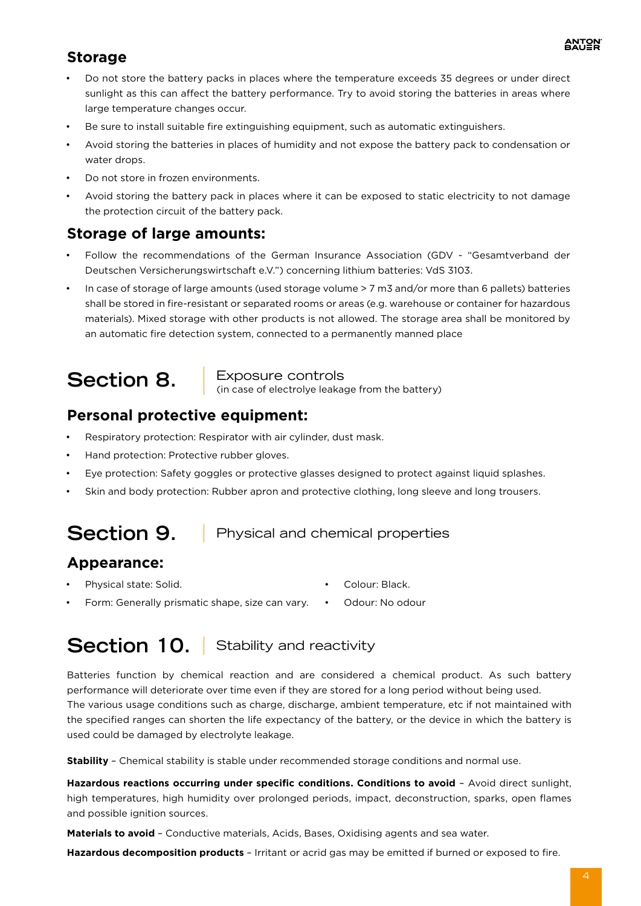## Storage

- Do not store the battery packs in places where the temperature exceeds 35 degrees or under direct sunlight as this can affect the battery performance. Try to avoid storing the batteries in areas where large temperature changes occur.
- Be sure to install suitable fire extinguishing equipment, such as automatic extinguishers.
- Avoid storing the batteries in places of humidity and not expose the battery pack to condensation or water drops.
- Do not store in frozen environments.
- Avoid storing the battery pack in places where it can be exposed to static electricity to not damage the protection circuit of the battery pack.

## Storage of large amounts:

- Follow the recommendations of the German Insurance Association (GDV - "Gesamtverband der Deutschen Versicherungswirtschaft e.V.") concerning lithium batteries: VdS 3103.
- In case of storage of large amounts (used storage volume > 7 m3 and/or more than 6 pallets) batteries shall be stored in fire-resistant or separated rooms or areas (e.g. warehouse or container for hazardous materials). Mixed storage with other products is not allowed. The storage area shall be monitored by an automatic fire detection system, connected to a permanently manned place

# Section 8. Exposure controls
(in case of electrolye leakage from the battery)

## Personal protective equipment:

- Respiratory protection: Respirator with air cylinder, dust mask.
- Hand protection: Protective rubber gloves.
- Eye protection: Safety goggles or protective glasses designed to protect against liquid splashes.
- Skin and body protection: Rubber apron and protective clothing, long sleeve and long trousers.

# Section 9. Physical and chemical properties

## Appearance:

- Physical state: Solid.
- Form: Generally prismatic shape, size can vary.
- Colour: Black.
- Odour: No odour

# Section 10. Stability and reactivity

Batteries function by chemical reaction and are considered a chemical product. As such battery performance will deteriorate over time even if they are stored for a long period without being used.
The various usage conditions such as charge, discharge, ambient temperature, etc if not maintained with the specified ranges can shorten the life expectancy of the battery, or the device in which the battery is used could be damaged by electrolyte leakage.

**Stability** – Chemical stability is stable under recommended storage conditions and normal use.

**Hazardous reactions occurring under specific conditions. Conditions to avoid** – Avoid direct sunlight, high temperatures, high humidity over prolonged periods, impact, deconstruction, sparks, open flames and possible ignition sources.

**Materials to avoid** – Conductive materials, Acids, Bases, Oxidising agents and sea water.

**Hazardous decomposition products** – Irritant or acrid gas may be emitted if burned or exposed to fire.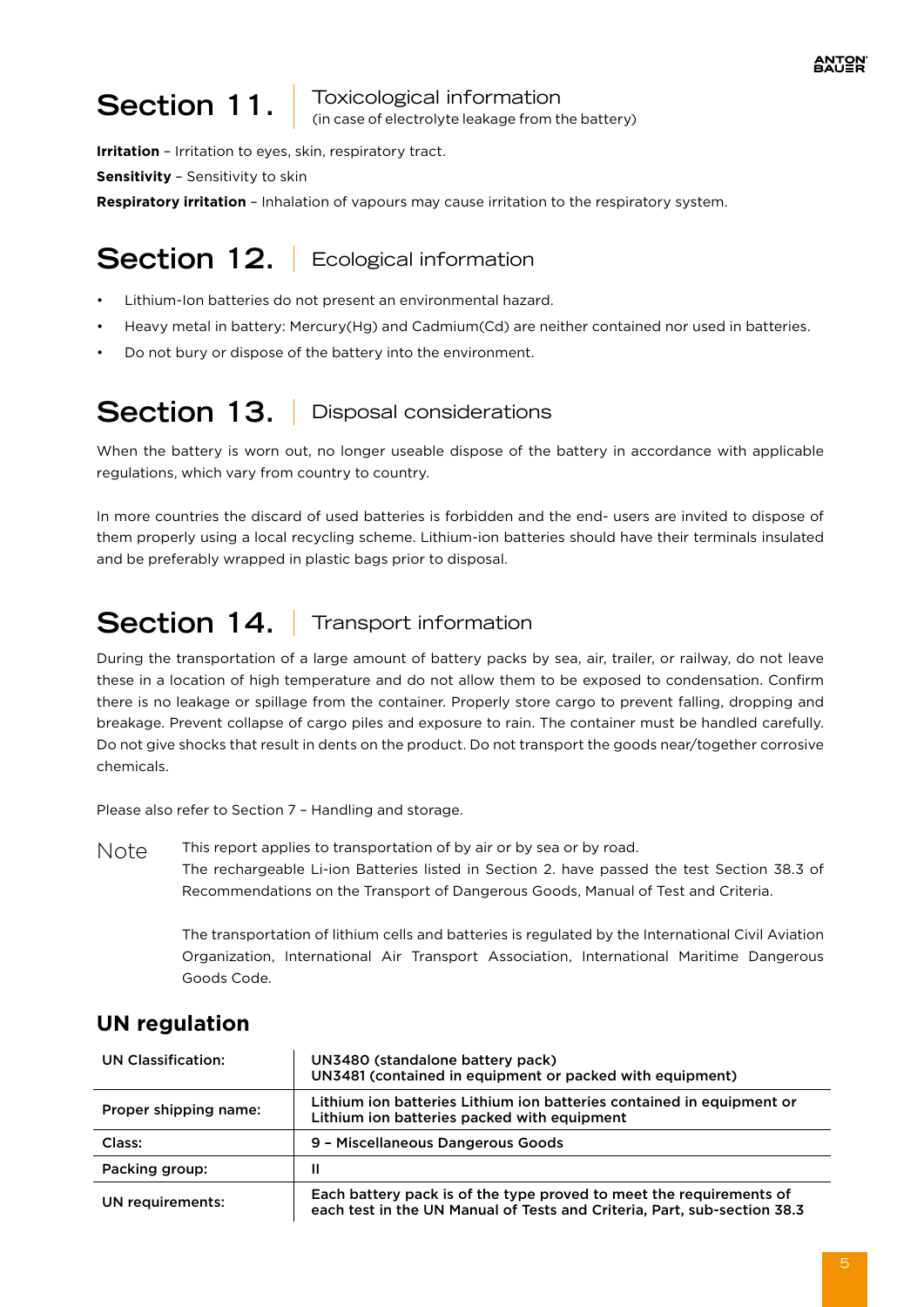# Section 11. Toxicological information

(in case of electrolyte leakage from the battery)

**Irritation** – Irritation to eyes, skin, respiratory tract.

**Sensitivity** – Sensitivity to skin

**Respiratory irritation** – Inhalation of vapours may cause irritation to the respiratory system.

# Section 12. Ecological information

- Lithium-Ion batteries do not present an environmental hazard.
- Heavy metal in battery: Mercury(Hg) and Cadmium(Cd) are neither contained nor used in batteries.
- Do not bury or dispose of the battery into the environment.

# Section 13. Disposal considerations

When the battery is worn out, no longer useable dispose of the battery in accordance with applicable regulations, which vary from country to country.

In more countries the discard of used batteries is forbidden and the end- users are invited to dispose of them properly using a local recycling scheme. Lithium-ion batteries should have their terminals insulated and be preferably wrapped in plastic bags prior to disposal.

# Section 14. Transport information

During the transportation of a large amount of battery packs by sea, air, trailer, or railway, do not leave these in a location of high temperature and do not allow them to be exposed to condensation. Confirm there is no leakage or spillage from the container. Properly store cargo to prevent falling, dropping and breakage. Prevent collapse of cargo piles and exposure to rain. The container must be handled carefully. Do not give shocks that result in dents on the product. Do not transport the goods near/together corrosive chemicals.

Please also refer to Section 7 – Handling and storage.

Note

This report applies to transportation of by air or by sea or by road.
The rechargeable Li-ion Batteries listed in Section 2. have passed the test Section 38.3 of Recommendations on the Transport of Dangerous Goods, Manual of Test and Criteria.

The transportation of lithium cells and batteries is regulated by the International Civil Aviation Organization, International Air Transport Association, International Maritime Dangerous Goods Code.

## UN regulation

| | |
|---|---|
| UN Classification: | **UN3480 (standalone battery pack)**<br>**UN3481 (contained in equipment or packed with equipment)** |
| Proper shipping name: | **Lithium ion batteries Lithium ion batteries contained in equipment or Lithium ion batteries packed with equipment** |
| Class: | **9 – Miscellaneous Dangerous Goods** |
| Packing group: | **II** |
| UN requirements: | **Each battery pack is of the type proved to meet the requirements of each test in the UN Manual of Tests and Criteria, Part, sub-section 38.3** |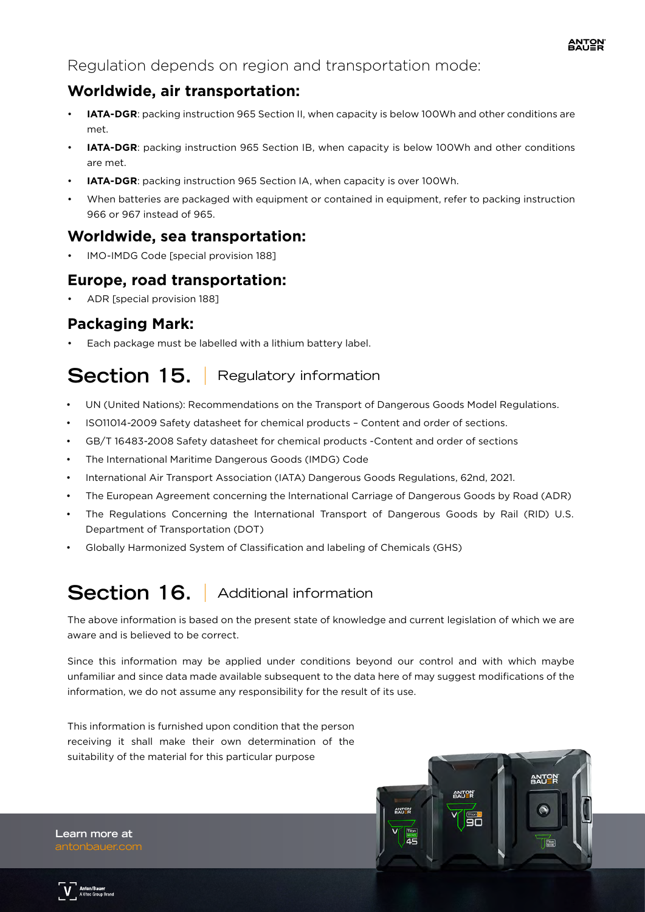Regulation depends on region and transportation mode:

### Worldwide, air transportation:

- **IATA-DGR**: packing instruction 965 Section II, when capacity is below 100Wh and other conditions are met.
- **IATA-DGR**: packing instruction 965 Section IB, when capacity is below 100Wh and other conditions are met.
- **IATA-DGR**: packing instruction 965 Section IA, when capacity is over 100Wh.
- When batteries are packaged with equipment or contained in equipment, refer to packing instruction 966 or 967 instead of 965.

### Worldwide, sea transportation:

- IMO-IMDG Code [special provision 188]

### Europe, road transportation:

- ADR [special provision 188]

### Packaging Mark:

- Each package must be labelled with a lithium battery label.

## Section 15. Regulatory information

- UN (United Nations): Recommendations on the Transport of Dangerous Goods Model Regulations.
- ISO11014-2009 Safety datasheet for chemical products – Content and order of sections.
- GB/T 16483-2008 Safety datasheet for chemical products -Content and order of sections
- The International Maritime Dangerous Goods (IMDG) Code
- International Air Transport Association (IATA) Dangerous Goods Regulations, 62nd, 2021.
- The European Agreement concerning the International Carriage of Dangerous Goods by Road (ADR)
- The Regulations Concerning the International Transport of Dangerous Goods by Rail (RID) U.S. Department of Transportation (DOT)
- Globally Harmonized System of Classification and labeling of Chemicals (GHS)

## Section 16. Additional information

The above information is based on the present state of knowledge and current legislation of which we are aware and is believed to be correct.

Since this information may be applied under conditions beyond our control and with which maybe unfamiliar and since data made available subsequent to the data here of may suggest modifications of the information, we do not assume any responsibility for the result of its use.

This information is furnished upon condition that the person receiving it shall make their own determination of the suitability of the material for this particular purpose

**Learn more at**
antonbauer.com